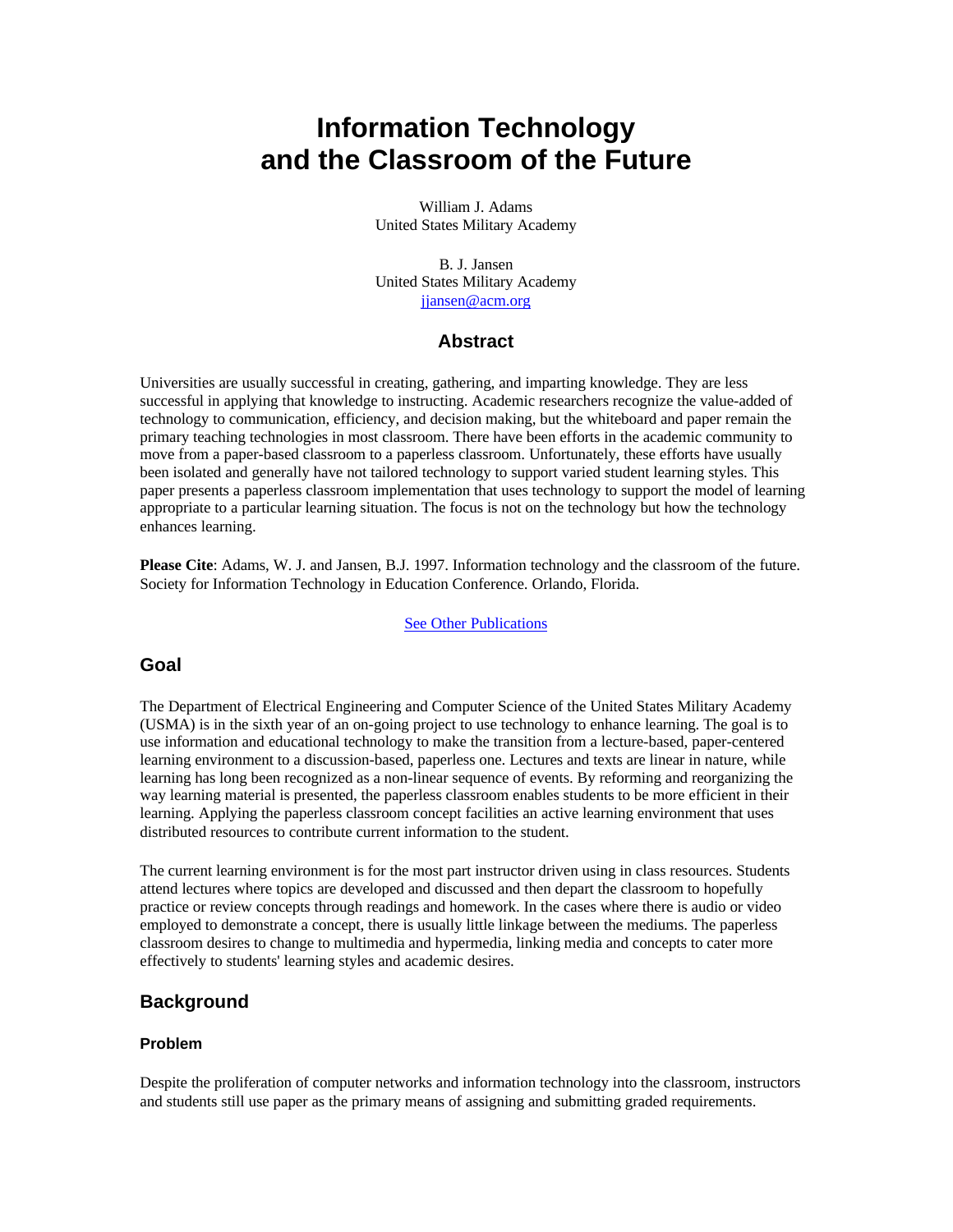# Information Technology and the Classroom of the Future

William J. Adams
United States Military Academy

B. J. Jansen
United States Military Academy
jjansen@acm.org

## Abstract

Universities are usually successful in creating, gathering, and imparting knowledge. They are less successful in applying that knowledge to instructing. Academic researchers recognize the value-added of technology to communication, efficiency, and decision making, but the whiteboard and paper remain the primary teaching technologies in most classroom. There have been efforts in the academic community to move from a paper-based classroom to a paperless classroom. Unfortunately, these efforts have usually been isolated and generally have not tailored technology to support varied student learning styles. This paper presents a paperless classroom implementation that uses technology to support the model of learning appropriate to a particular learning situation. The focus is not on the technology but how the technology enhances learning.

**Please Cite**: Adams, W. J. and Jansen, B.J. 1997. Information technology and the classroom of the future. Society for Information Technology in Education Conference. Orlando, Florida.

See Other Publications

## Goal

The Department of Electrical Engineering and Computer Science of the United States Military Academy (USMA) is in the sixth year of an on-going project to use technology to enhance learning. The goal is to use information and educational technology to make the transition from a lecture-based, paper-centered learning environment to a discussion-based, paperless one. Lectures and texts are linear in nature, while learning has long been recognized as a non-linear sequence of events. By reforming and reorganizing the way learning material is presented, the paperless classroom enables students to be more efficient in their learning. Applying the paperless classroom concept facilities an active learning environment that uses distributed resources to contribute current information to the student.

The current learning environment is for the most part instructor driven using in class resources. Students attend lectures where topics are developed and discussed and then depart the classroom to hopefully practice or review concepts through readings and homework. In the cases where there is audio or video employed to demonstrate a concept, there is usually little linkage between the mediums. The paperless classroom desires to change to multimedia and hypermedia, linking media and concepts to cater more effectively to students' learning styles and academic desires.

## Background

### Problem

Despite the proliferation of computer networks and information technology into the classroom, instructors and students still use paper as the primary means of assigning and submitting graded requirements.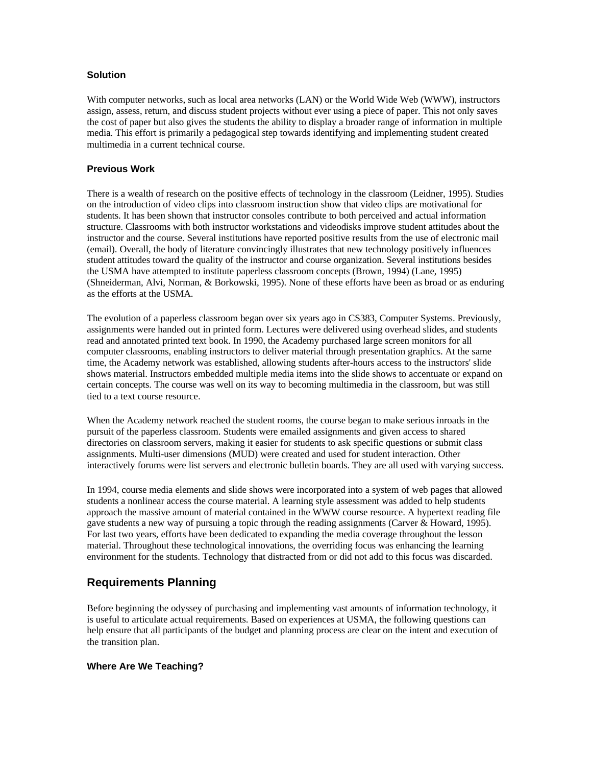### Solution

With computer networks, such as local area networks (LAN) or the World Wide Web (WWW), instructors assign, assess, return, and discuss student projects without ever using a piece of paper. This not only saves the cost of paper but also gives the students the ability to display a broader range of information in multiple media. This effort is primarily a pedagogical step towards identifying and implementing student created multimedia in a current technical course.

### Previous Work

There is a wealth of research on the positive effects of technology in the classroom (Leidner, 1995). Studies on the introduction of video clips into classroom instruction show that video clips are motivational for students. It has been shown that instructor consoles contribute to both perceived and actual information structure. Classrooms with both instructor workstations and videodisks improve student attitudes about the instructor and the course. Several institutions have reported positive results from the use of electronic mail (email). Overall, the body of literature convincingly illustrates that new technology positively influences student attitudes toward the quality of the instructor and course organization. Several institutions besides the USMA have attempted to institute paperless classroom concepts (Brown, 1994) (Lane, 1995) (Shneiderman, Alvi, Norman, & Borkowski, 1995). None of these efforts have been as broad or as enduring as the efforts at the USMA.

The evolution of a paperless classroom began over six years ago in CS383, Computer Systems. Previously, assignments were handed out in printed form. Lectures were delivered using overhead slides, and students read and annotated printed text book. In 1990, the Academy purchased large screen monitors for all computer classrooms, enabling instructors to deliver material through presentation graphics. At the same time, the Academy network was established, allowing students after-hours access to the instructors' slide shows material. Instructors embedded multiple media items into the slide shows to accentuate or expand on certain concepts. The course was well on its way to becoming multimedia in the classroom, but was still tied to a text course resource.

When the Academy network reached the student rooms, the course began to make serious inroads in the pursuit of the paperless classroom. Students were emailed assignments and given access to shared directories on classroom servers, making it easier for students to ask specific questions or submit class assignments. Multi-user dimensions (MUD) were created and used for student interaction. Other interactively forums were list servers and electronic bulletin boards. They are all used with varying success.

In 1994, course media elements and slide shows were incorporated into a system of web pages that allowed students a nonlinear access the course material. A learning style assessment was added to help students approach the massive amount of material contained in the WWW course resource. A hypertext reading file gave students a new way of pursuing a topic through the reading assignments (Carver & Howard, 1995). For last two years, efforts have been dedicated to expanding the media coverage throughout the lesson material. Throughout these technological innovations, the overriding focus was enhancing the learning environment for the students. Technology that distracted from or did not add to this focus was discarded.

## Requirements Planning

Before beginning the odyssey of purchasing and implementing vast amounts of information technology, it is useful to articulate actual requirements. Based on experiences at USMA, the following questions can help ensure that all participants of the budget and planning process are clear on the intent and execution of the transition plan.

### Where Are We Teaching?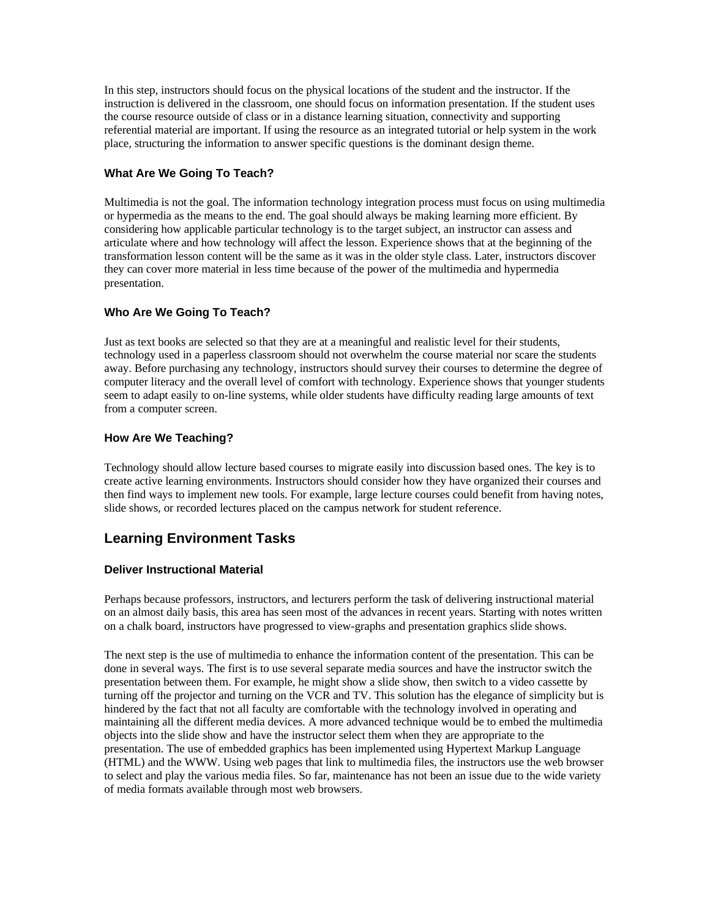In this step, instructors should focus on the physical locations of the student and the instructor. If the instruction is delivered in the classroom, one should focus on information presentation. If the student uses the course resource outside of class or in a distance learning situation, connectivity and supporting referential material are important. If using the resource as an integrated tutorial or help system in the work place, structuring the information to answer specific questions is the dominant design theme.

### What Are We Going To Teach?

Multimedia is not the goal. The information technology integration process must focus on using multimedia or hypermedia as the means to the end. The goal should always be making learning more efficient. By considering how applicable particular technology is to the target subject, an instructor can assess and articulate where and how technology will affect the lesson. Experience shows that at the beginning of the transformation lesson content will be the same as it was in the older style class. Later, instructors discover they can cover more material in less time because of the power of the multimedia and hypermedia presentation.

### Who Are We Going To Teach?

Just as text books are selected so that they are at a meaningful and realistic level for their students, technology used in a paperless classroom should not overwhelm the course material nor scare the students away. Before purchasing any technology, instructors should survey their courses to determine the degree of computer literacy and the overall level of comfort with technology. Experience shows that younger students seem to adapt easily to on-line systems, while older students have difficulty reading large amounts of text from a computer screen.

### How Are We Teaching?

Technology should allow lecture based courses to migrate easily into discussion based ones. The key is to create active learning environments. Instructors should consider how they have organized their courses and then find ways to implement new tools. For example, large lecture courses could benefit from having notes, slide shows, or recorded lectures placed on the campus network for student reference.

## Learning Environment Tasks

### Deliver Instructional Material

Perhaps because professors, instructors, and lecturers perform the task of delivering instructional material on an almost daily basis, this area has seen most of the advances in recent years. Starting with notes written on a chalk board, instructors have progressed to view-graphs and presentation graphics slide shows.

The next step is the use of multimedia to enhance the information content of the presentation. This can be done in several ways. The first is to use several separate media sources and have the instructor switch the presentation between them. For example, he might show a slide show, then switch to a video cassette by turning off the projector and turning on the VCR and TV. This solution has the elegance of simplicity but is hindered by the fact that not all faculty are comfortable with the technology involved in operating and maintaining all the different media devices. A more advanced technique would be to embed the multimedia objects into the slide show and have the instructor select them when they are appropriate to the presentation. The use of embedded graphics has been implemented using Hypertext Markup Language (HTML) and the WWW. Using web pages that link to multimedia files, the instructors use the web browser to select and play the various media files. So far, maintenance has not been an issue due to the wide variety of media formats available through most web browsers.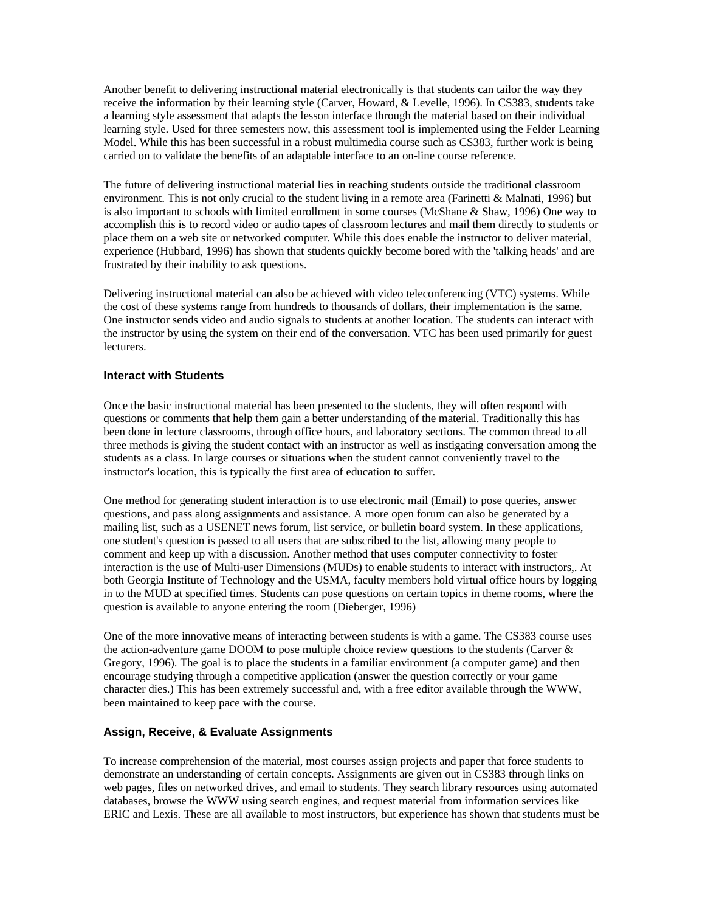Another benefit to delivering instructional material electronically is that students can tailor the way they receive the information by their learning style (Carver, Howard, & Levelle, 1996). In CS383, students take a learning style assessment that adapts the lesson interface through the material based on their individual learning style. Used for three semesters now, this assessment tool is implemented using the Felder Learning Model. While this has been successful in a robust multimedia course such as CS383, further work is being carried on to validate the benefits of an adaptable interface to an on-line course reference.

The future of delivering instructional material lies in reaching students outside the traditional classroom environment. This is not only crucial to the student living in a remote area (Farinetti & Malnati, 1996) but is also important to schools with limited enrollment in some courses (McShane & Shaw, 1996) One way to accomplish this is to record video or audio tapes of classroom lectures and mail them directly to students or place them on a web site or networked computer. While this does enable the instructor to deliver material, experience (Hubbard, 1996) has shown that students quickly become bored with the 'talking heads' and are frustrated by their inability to ask questions.

Delivering instructional material can also be achieved with video teleconferencing (VTC) systems. While the cost of these systems range from hundreds to thousands of dollars, their implementation is the same. One instructor sends video and audio signals to students at another location. The students can interact with the instructor by using the system on their end of the conversation. VTC has been used primarily for guest lecturers.

### Interact with Students

Once the basic instructional material has been presented to the students, they will often respond with questions or comments that help them gain a better understanding of the material. Traditionally this has been done in lecture classrooms, through office hours, and laboratory sections. The common thread to all three methods is giving the student contact with an instructor as well as instigating conversation among the students as a class. In large courses or situations when the student cannot conveniently travel to the instructor's location, this is typically the first area of education to suffer.

One method for generating student interaction is to use electronic mail (Email) to pose queries, answer questions, and pass along assignments and assistance. A more open forum can also be generated by a mailing list, such as a USENET news forum, list service, or bulletin board system. In these applications, one student's question is passed to all users that are subscribed to the list, allowing many people to comment and keep up with a discussion. Another method that uses computer connectivity to foster interaction is the use of Multi-user Dimensions (MUDs) to enable students to interact with instructors,. At both Georgia Institute of Technology and the USMA, faculty members hold virtual office hours by logging in to the MUD at specified times. Students can pose questions on certain topics in theme rooms, where the question is available to anyone entering the room (Dieberger, 1996)

One of the more innovative means of interacting between students is with a game. The CS383 course uses the action-adventure game DOOM to pose multiple choice review questions to the students (Carver & Gregory, 1996). The goal is to place the students in a familiar environment (a computer game) and then encourage studying through a competitive application (answer the question correctly or your game character dies.) This has been extremely successful and, with a free editor available through the WWW, been maintained to keep pace with the course.

### Assign, Receive, & Evaluate Assignments

To increase comprehension of the material, most courses assign projects and paper that force students to demonstrate an understanding of certain concepts. Assignments are given out in CS383 through links on web pages, files on networked drives, and email to students. They search library resources using automated databases, browse the WWW using search engines, and request material from information services like ERIC and Lexis. These are all available to most instructors, but experience has shown that students must be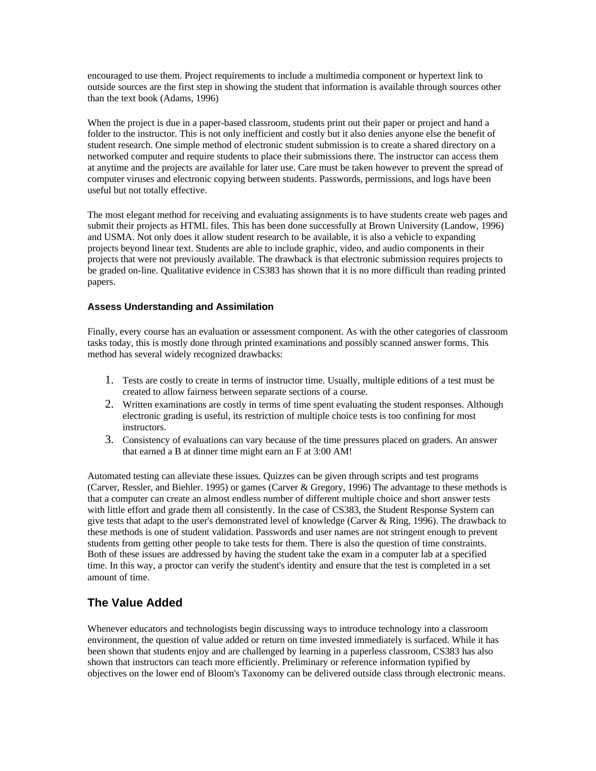encouraged to use them. Project requirements to include a multimedia component or hypertext link to outside sources are the first step in showing the student that information is available through sources other than the text book (Adams, 1996)

When the project is due in a paper-based classroom, students print out their paper or project and hand a folder to the instructor. This is not only inefficient and costly but it also denies anyone else the benefit of student research. One simple method of electronic student submission is to create a shared directory on a networked computer and require students to place their submissions there. The instructor can access them at anytime and the projects are available for later use. Care must be taken however to prevent the spread of computer viruses and electronic copying between students. Passwords, permissions, and logs have been useful but not totally effective.

The most elegant method for receiving and evaluating assignments is to have students create web pages and submit their projects as HTML files. This has been done successfully at Brown University (Landow, 1996) and USMA. Not only does it allow student research to be available, it is also a vehicle to expanding projects beyond linear text. Students are able to include graphic, video, and audio components in their projects that were not previously available. The drawback is that electronic submission requires projects to be graded on-line. Qualitative evidence in CS383 has shown that it is no more difficult than reading printed papers.

### Assess Understanding and Assimilation

Finally, every course has an evaluation or assessment component. As with the other categories of classroom tasks today, this is mostly done through printed examinations and possibly scanned answer forms. This method has several widely recognized drawbacks:

1. Tests are costly to create in terms of instructor time. Usually, multiple editions of a test must be created to allow fairness between separate sections of a course.
2. Written examinations are costly in terms of time spent evaluating the student responses. Although electronic grading is useful, its restriction of multiple choice tests is too confining for most instructors.
3. Consistency of evaluations can vary because of the time pressures placed on graders. An answer that earned a B at dinner time might earn an F at 3:00 AM!

Automated testing can alleviate these issues. Quizzes can be given through scripts and test programs (Carver, Ressler, and Biehler. 1995) or games (Carver & Gregory, 1996) The advantage to these methods is that a computer can create an almost endless number of different multiple choice and short answer tests with little effort and grade them all consistently. In the case of CS383, the Student Response System can give tests that adapt to the user's demonstrated level of knowledge (Carver & Ring, 1996). The drawback to these methods is one of student validation. Passwords and user names are not stringent enough to prevent students from getting other people to take tests for them. There is also the question of time constraints. Both of these issues are addressed by having the student take the exam in a computer lab at a specified time. In this way, a proctor can verify the student's identity and ensure that the test is completed in a set amount of time.

## The Value Added

Whenever educators and technologists begin discussing ways to introduce technology into a classroom environment, the question of value added or return on time invested immediately is surfaced. While it has been shown that students enjoy and are challenged by learning in a paperless classroom, CS383 has also shown that instructors can teach more efficiently. Preliminary or reference information typified by objectives on the lower end of Bloom's Taxonomy can be delivered outside class through electronic means.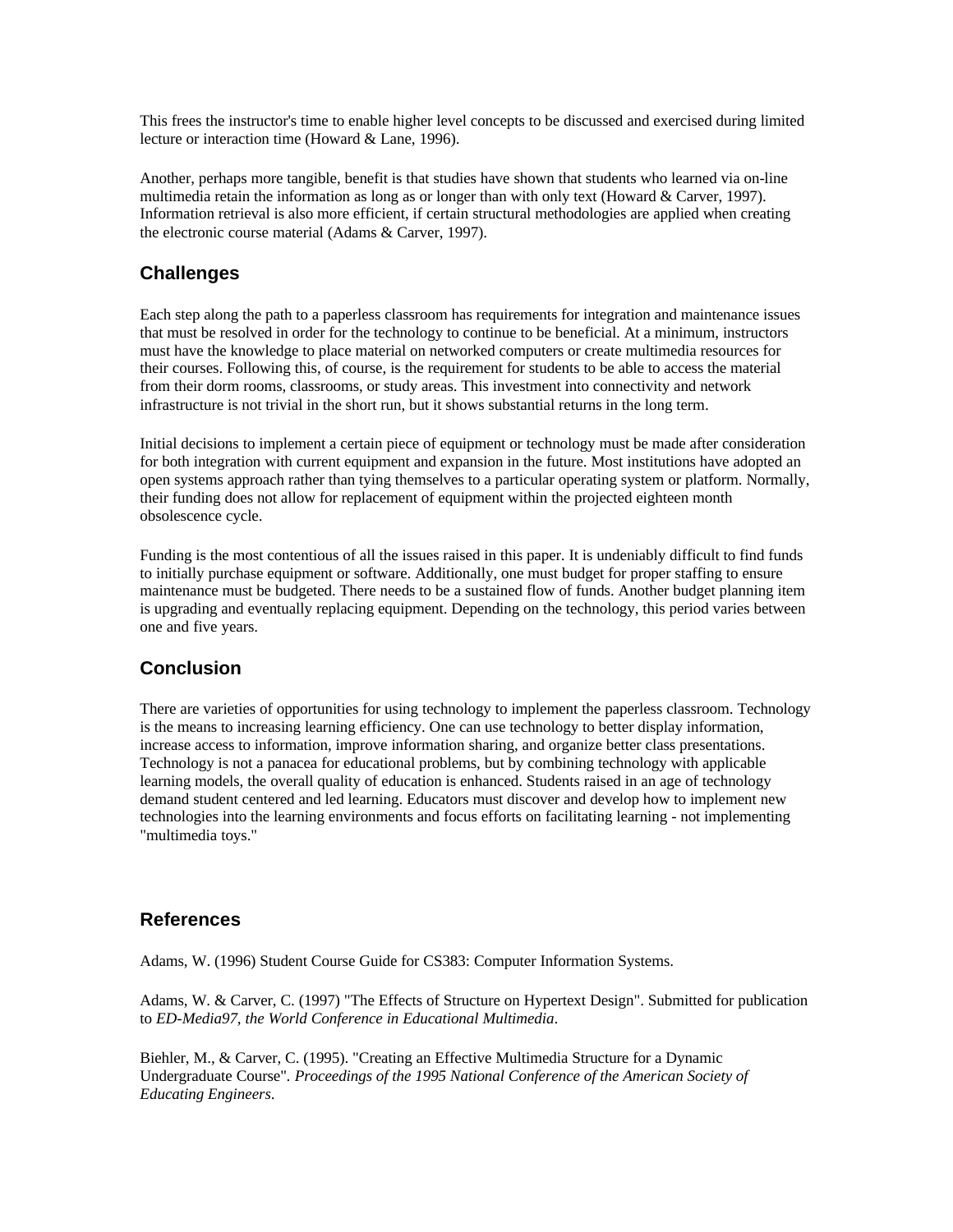This frees the instructor's time to enable higher level concepts to be discussed and exercised during limited lecture or interaction time (Howard & Lane, 1996).

Another, perhaps more tangible, benefit is that studies have shown that students who learned via on-line multimedia retain the information as long as or longer than with only text (Howard & Carver, 1997). Information retrieval is also more efficient, if certain structural methodologies are applied when creating the electronic course material (Adams & Carver, 1997).

## Challenges

Each step along the path to a paperless classroom has requirements for integration and maintenance issues that must be resolved in order for the technology to continue to be beneficial. At a minimum, instructors must have the knowledge to place material on networked computers or create multimedia resources for their courses. Following this, of course, is the requirement for students to be able to access the material from their dorm rooms, classrooms, or study areas. This investment into connectivity and network infrastructure is not trivial in the short run, but it shows substantial returns in the long term.

Initial decisions to implement a certain piece of equipment or technology must be made after consideration for both integration with current equipment and expansion in the future. Most institutions have adopted an open systems approach rather than tying themselves to a particular operating system or platform. Normally, their funding does not allow for replacement of equipment within the projected eighteen month obsolescence cycle.

Funding is the most contentious of all the issues raised in this paper. It is undeniably difficult to find funds to initially purchase equipment or software. Additionally, one must budget for proper staffing to ensure maintenance must be budgeted. There needs to be a sustained flow of funds. Another budget planning item is upgrading and eventually replacing equipment. Depending on the technology, this period varies between one and five years.

## Conclusion

There are varieties of opportunities for using technology to implement the paperless classroom. Technology is the means to increasing learning efficiency. One can use technology to better display information, increase access to information, improve information sharing, and organize better class presentations. Technology is not a panacea for educational problems, but by combining technology with applicable learning models, the overall quality of education is enhanced. Students raised in an age of technology demand student centered and led learning. Educators must discover and develop how to implement new technologies into the learning environments and focus efforts on facilitating learning - not implementing "multimedia toys."

## References

Adams, W. (1996) Student Course Guide for CS383: Computer Information Systems.

Adams, W. & Carver, C. (1997) "The Effects of Structure on Hypertext Design". Submitted for publication to *ED-Media97, the World Conference in Educational Multimedia*.

Biehler, M., & Carver, C. (1995). "Creating an Effective Multimedia Structure for a Dynamic Undergraduate Course". *Proceedings of the 1995 National Conference of the American Society of Educating Engineers*.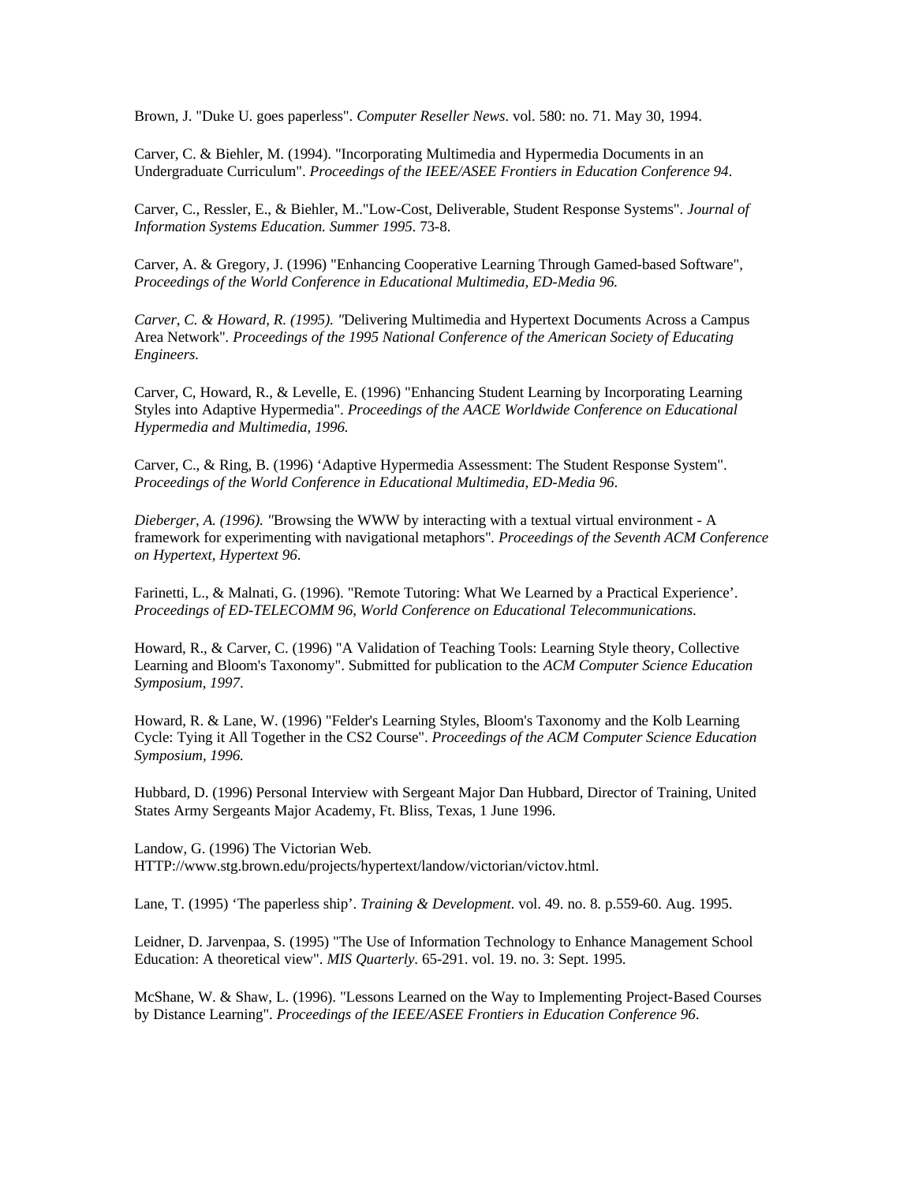Brown, J. "Duke U. goes paperless". *Computer Reseller News*. vol. 580: no. 71. May 30, 1994.

Carver, C. & Biehler, M. (1994). "Incorporating Multimedia and Hypermedia Documents in an Undergraduate Curriculum". *Proceedings of the IEEE/ASEE Frontiers in Education Conference 94*.

Carver, C., Ressler, E., & Biehler, M.."Low-Cost, Deliverable, Student Response Systems". *Journal of Information Systems Education. Summer 1995*. 73-8.

Carver, A. & Gregory, J. (1996) "Enhancing Cooperative Learning Through Gamed-based Software", *Proceedings of the World Conference in Educational Multimedia, ED-Media 96.*

*Carver, C. & Howard, R. (1995). "*Delivering Multimedia and Hypertext Documents Across a Campus Area Network". *Proceedings of the 1995 National Conference of the American Society of Educating Engineers.*

Carver, C, Howard, R., & Levelle, E. (1996) "Enhancing Student Learning by Incorporating Learning Styles into Adaptive Hypermedia". *Proceedings of the AACE Worldwide Conference on Educational Hypermedia and Multimedia, 1996.*

Carver, C., & Ring, B. (1996) 'Adaptive Hypermedia Assessment: The Student Response System". *Proceedings of the World Conference in Educational Multimedia, ED-Media 96*.

*Dieberger, A. (1996). "*Browsing the WWW by interacting with a textual virtual environment - A framework for experimenting with navigational metaphors". *Proceedings of the Seventh ACM Conference on Hypertext, Hypertext 96*.

Farinetti, L., & Malnati, G. (1996). "Remote Tutoring: What We Learned by a Practical Experience'. *Proceedings of ED-TELECOMM 96, World Conference on Educational Telecommunications.*

Howard, R., & Carver, C. (1996) "A Validation of Teaching Tools: Learning Style theory, Collective Learning and Bloom's Taxonomy". Submitted for publication to the *ACM Computer Science Education Symposium, 1997*.

Howard, R. & Lane, W. (1996) "Felder's Learning Styles, Bloom's Taxonomy and the Kolb Learning Cycle: Tying it All Together in the CS2 Course". *Proceedings of the ACM Computer Science Education Symposium, 1996.*

Hubbard, D. (1996) Personal Interview with Sergeant Major Dan Hubbard, Director of Training, United States Army Sergeants Major Academy, Ft. Bliss, Texas, 1 June 1996.

Landow, G. (1996) The Victorian Web. HTTP://www.stg.brown.edu/projects/hypertext/landow/victorian/victov.html.

Lane, T. (1995) 'The paperless ship'. *Training & Development*. vol. 49. no. 8. p.559-60. Aug. 1995.

Leidner, D. Jarvenpaa, S. (1995) "The Use of Information Technology to Enhance Management School Education: A theoretical view". *MIS Quarterly*. 65-291. vol. 19. no. 3: Sept. 1995.

McShane, W. & Shaw, L. (1996). "Lessons Learned on the Way to Implementing Project-Based Courses by Distance Learning". *Proceedings of the IEEE/ASEE Frontiers in Education Conference 96*.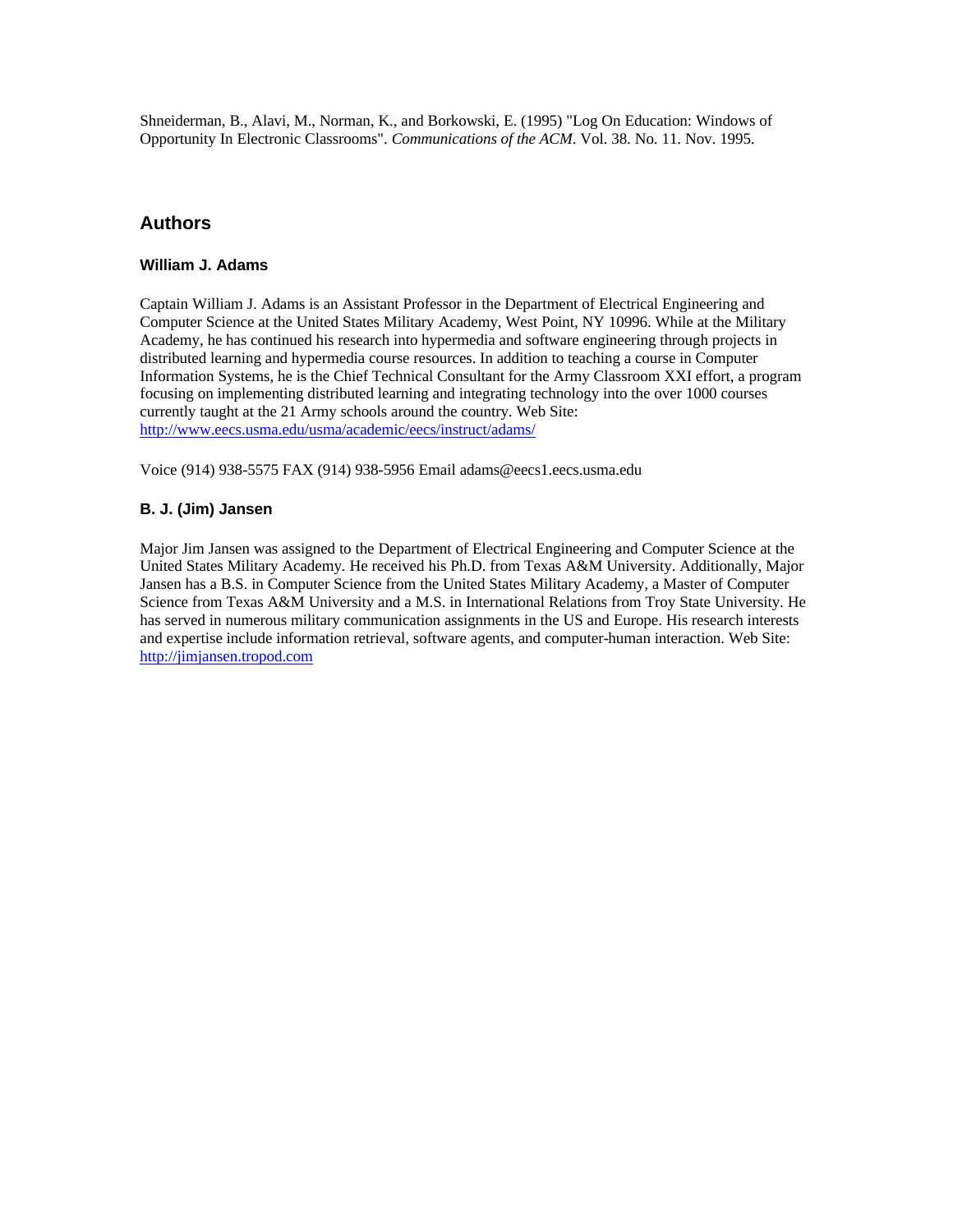Shneiderman, B., Alavi, M., Norman, K., and Borkowski, E. (1995) "Log On Education: Windows of Opportunity In Electronic Classrooms". *Communications of the ACM*. Vol. 38. No. 11. Nov. 1995.

## Authors

### William J. Adams

Captain William J. Adams is an Assistant Professor in the Department of Electrical Engineering and Computer Science at the United States Military Academy, West Point, NY 10996. While at the Military Academy, he has continued his research into hypermedia and software engineering through projects in distributed learning and hypermedia course resources. In addition to teaching a course in Computer Information Systems, he is the Chief Technical Consultant for the Army Classroom XXI effort, a program focusing on implementing distributed learning and integrating technology into the over 1000 courses currently taught at the 21 Army schools around the country. Web Site: http://www.eecs.usma.edu/usma/academic/eecs/instruct/adams/

Voice (914) 938-5575 FAX (914) 938-5956 Email adams@eecs1.eecs.usma.edu

### B. J. (Jim) Jansen

Major Jim Jansen was assigned to the Department of Electrical Engineering and Computer Science at the United States Military Academy. He received his Ph.D. from Texas A&M University. Additionally, Major Jansen has a B.S. in Computer Science from the United States Military Academy, a Master of Computer Science from Texas A&M University and a M.S. in International Relations from Troy State University. He has served in numerous military communication assignments in the US and Europe. His research interests and expertise include information retrieval, software agents, and computer-human interaction. Web Site: http://jimjansen.tropod.com